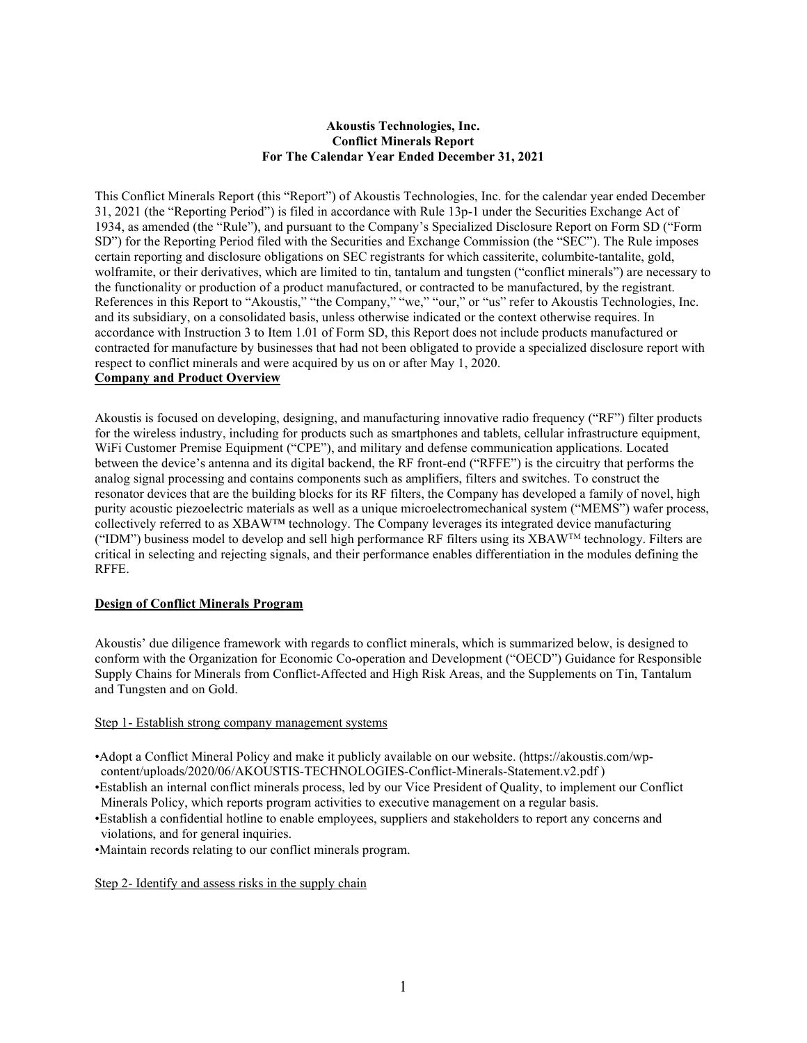**Akoustis Technologies, Inc.**
**Conflict Minerals Report**
**For The Calendar Year Ended December 31, 2021**

This Conflict Minerals Report (this "Report") of Akoustis Technologies, Inc. for the calendar year ended December 31, 2021 (the "Reporting Period") is filed in accordance with Rule 13p-1 under the Securities Exchange Act of 1934, as amended (the "Rule"), and pursuant to the Company's Specialized Disclosure Report on Form SD ("Form SD") for the Reporting Period filed with the Securities and Exchange Commission (the "SEC"). The Rule imposes certain reporting and disclosure obligations on SEC registrants for which cassiterite, columbite-tantalite, gold, wolframite, or their derivatives, which are limited to tin, tantalum and tungsten ("conflict minerals") are necessary to the functionality or production of a product manufactured, or contracted to be manufactured, by the registrant. References in this Report to "Akoustis," "the Company," "we," "our," or "us" refer to Akoustis Technologies, Inc. and its subsidiary, on a consolidated basis, unless otherwise indicated or the context otherwise requires. In accordance with Instruction 3 to Item 1.01 of Form SD, this Report does not include products manufactured or contracted for manufacture by businesses that had not been obligated to provide a specialized disclosure report with respect to conflict minerals and were acquired by us on or after May 1, 2020.

**Company and Product Overview**

Akoustis is focused on developing, designing, and manufacturing innovative radio frequency ("RF") filter products for the wireless industry, including for products such as smartphones and tablets, cellular infrastructure equipment, WiFi Customer Premise Equipment ("CPE"), and military and defense communication applications. Located between the device's antenna and its digital backend, the RF front-end ("RFFE") is the circuitry that performs the analog signal processing and contains components such as amplifiers, filters and switches. To construct the resonator devices that are the building blocks for its RF filters, the Company has developed a family of novel, high purity acoustic piezoelectric materials as well as a unique microelectromechanical system ("MEMS") wafer process, collectively referred to as XBAW™ technology. The Company leverages its integrated device manufacturing ("IDM") business model to develop and sell high performance RF filters using its XBAW™ technology. Filters are critical in selecting and rejecting signals, and their performance enables differentiation in the modules defining the RFFE.

**Design of Conflict Minerals Program**

Akoustis' due diligence framework with regards to conflict minerals, which is summarized below, is designed to conform with the Organization for Economic Co-operation and Development ("OECD") Guidance for Responsible Supply Chains for Minerals from Conflict-Affected and High Risk Areas, and the Supplements on Tin, Tantalum and Tungsten and on Gold.

Step 1- Establish strong company management systems

- Adopt a Conflict Mineral Policy and make it publicly available on our website. (https://akoustis.com/wp-content/uploads/2020/06/AKOUSTIS-TECHNOLOGIES-Conflict-Minerals-Statement.v2.pdf )
- Establish an internal conflict minerals process, led by our Vice President of Quality, to implement our Conflict Minerals Policy, which reports program activities to executive management on a regular basis.
- Establish a confidential hotline to enable employees, suppliers and stakeholders to report any concerns and violations, and for general inquiries.
- Maintain records relating to our conflict minerals program.

Step 2- Identify and assess risks in the supply chain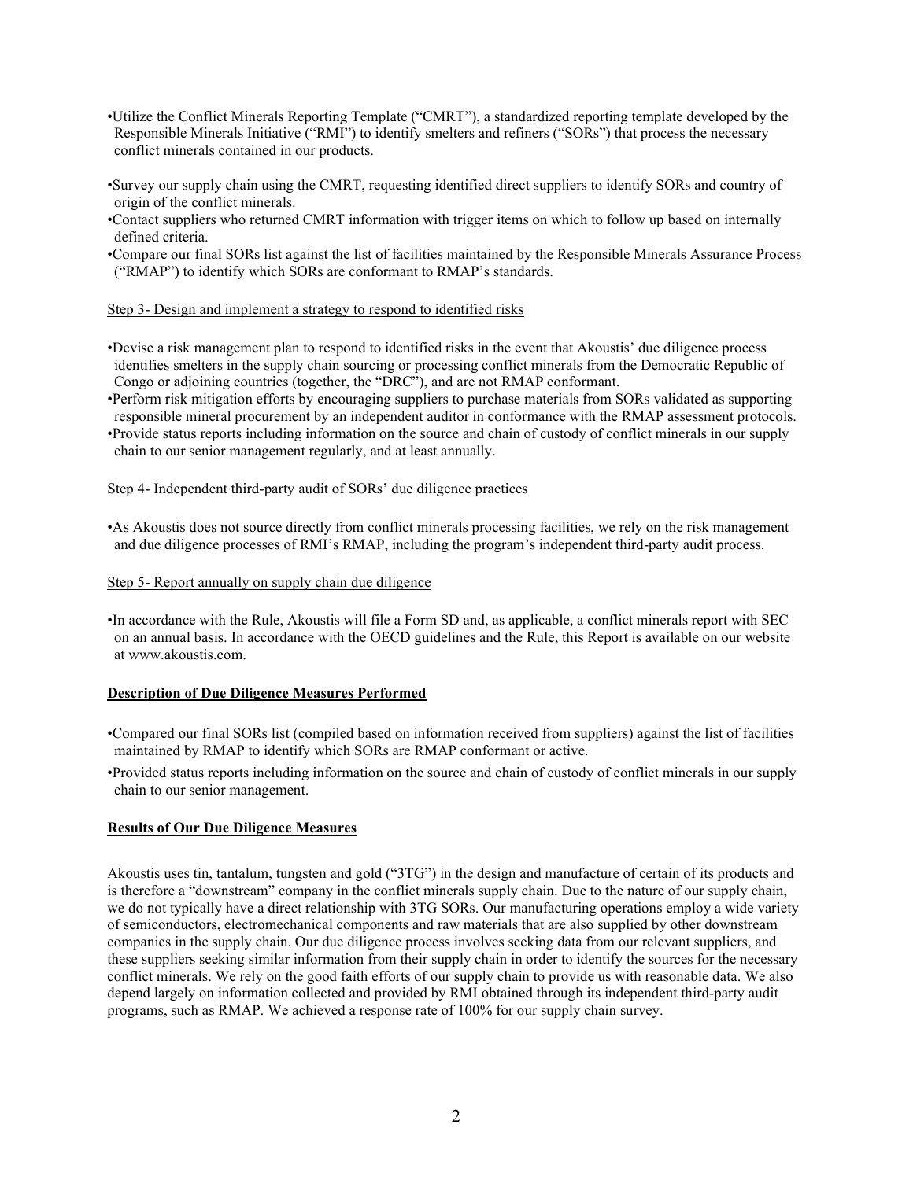- Utilize the Conflict Minerals Reporting Template ("CMRT"), a standardized reporting template developed by the Responsible Minerals Initiative ("RMI") to identify smelters and refiners ("SORs") that process the necessary conflict minerals contained in our products.
- Survey our supply chain using the CMRT, requesting identified direct suppliers to identify SORs and country of origin of the conflict minerals.
- Contact suppliers who returned CMRT information with trigger items on which to follow up based on internally defined criteria.
- Compare our final SORs list against the list of facilities maintained by the Responsible Minerals Assurance Process ("RMAP") to identify which SORs are conformant to RMAP's standards.

Step 3- Design and implement a strategy to respond to identified risks

- Devise a risk management plan to respond to identified risks in the event that Akoustis' due diligence process identifies smelters in the supply chain sourcing or processing conflict minerals from the Democratic Republic of Congo or adjoining countries (together, the "DRC"), and are not RMAP conformant.
- Perform risk mitigation efforts by encouraging suppliers to purchase materials from SORs validated as supporting responsible mineral procurement by an independent auditor in conformance with the RMAP assessment protocols.
- Provide status reports including information on the source and chain of custody of conflict minerals in our supply chain to our senior management regularly, and at least annually.

Step 4- Independent third-party audit of SORs' due diligence practices

- As Akoustis does not source directly from conflict minerals processing facilities, we rely on the risk management and due diligence processes of RMI's RMAP, including the program's independent third-party audit process.

Step 5- Report annually on supply chain due diligence

- In accordance with the Rule, Akoustis will file a Form SD and, as applicable, a conflict minerals report with SEC on an annual basis. In accordance with the OECD guidelines and the Rule, this Report is available on our website at www.akoustis.com.

**Description of Due Diligence Measures Performed**

- Compared our final SORs list (compiled based on information received from suppliers) against the list of facilities maintained by RMAP to identify which SORs are RMAP conformant or active.
- Provided status reports including information on the source and chain of custody of conflict minerals in our supply chain to our senior management.

**Results of Our Due Diligence Measures**

Akoustis uses tin, tantalum, tungsten and gold ("3TG") in the design and manufacture of certain of its products and is therefore a "downstream" company in the conflict minerals supply chain. Due to the nature of our supply chain, we do not typically have a direct relationship with 3TG SORs. Our manufacturing operations employ a wide variety of semiconductors, electromechanical components and raw materials that are also supplied by other downstream companies in the supply chain. Our due diligence process involves seeking data from our relevant suppliers, and these suppliers seeking similar information from their supply chain in order to identify the sources for the necessary conflict minerals. We rely on the good faith efforts of our supply chain to provide us with reasonable data. We also depend largely on information collected and provided by RMI obtained through its independent third-party audit programs, such as RMAP. We achieved a response rate of 100% for our supply chain survey.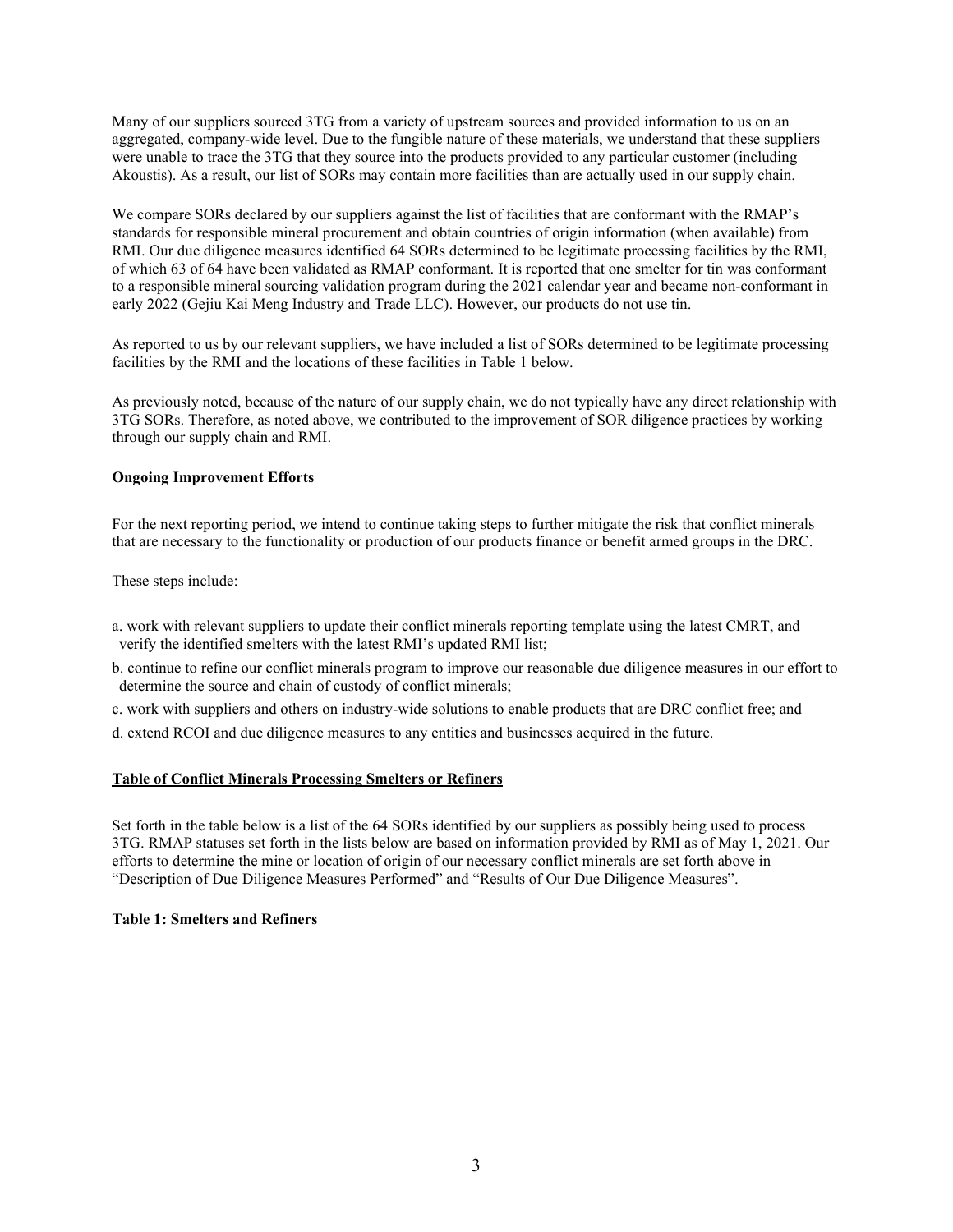Many of our suppliers sourced 3TG from a variety of upstream sources and provided information to us on an aggregated, company-wide level. Due to the fungible nature of these materials, we understand that these suppliers were unable to trace the 3TG that they source into the products provided to any particular customer (including Akoustis). As a result, our list of SORs may contain more facilities than are actually used in our supply chain.

We compare SORs declared by our suppliers against the list of facilities that are conformant with the RMAP's standards for responsible mineral procurement and obtain countries of origin information (when available) from RMI. Our due diligence measures identified 64 SORs determined to be legitimate processing facilities by the RMI, of which 63 of 64 have been validated as RMAP conformant. It is reported that one smelter for tin was conformant to a responsible mineral sourcing validation program during the 2021 calendar year and became non-conformant in early 2022 (Gejiu Kai Meng Industry and Trade LLC). However, our products do not use tin.

As reported to us by our relevant suppliers, we have included a list of SORs determined to be legitimate processing facilities by the RMI and the locations of these facilities in Table 1 below.

As previously noted, because of the nature of our supply chain, we do not typically have any direct relationship with 3TG SORs. Therefore, as noted above, we contributed to the improvement of SOR diligence practices by working through our supply chain and RMI.

**Ongoing Improvement Efforts**

For the next reporting period, we intend to continue taking steps to further mitigate the risk that conflict minerals that are necessary to the functionality or production of our products finance or benefit armed groups in the DRC.

These steps include:

a. work with relevant suppliers to update their conflict minerals reporting template using the latest CMRT, and verify the identified smelters with the latest RMI's updated RMI list;

b. continue to refine our conflict minerals program to improve our reasonable due diligence measures in our effort to determine the source and chain of custody of conflict minerals;

c. work with suppliers and others on industry-wide solutions to enable products that are DRC conflict free; and

d. extend RCOI and due diligence measures to any entities and businesses acquired in the future.

**Table of Conflict Minerals Processing Smelters or Refiners**

Set forth in the table below is a list of the 64 SORs identified by our suppliers as possibly being used to process 3TG. RMAP statuses set forth in the lists below are based on information provided by RMI as of May 1, 2021. Our efforts to determine the mine or location of origin of our necessary conflict minerals are set forth above in "Description of Due Diligence Measures Performed" and "Results of Our Due Diligence Measures".

**Table 1: Smelters and Refiners**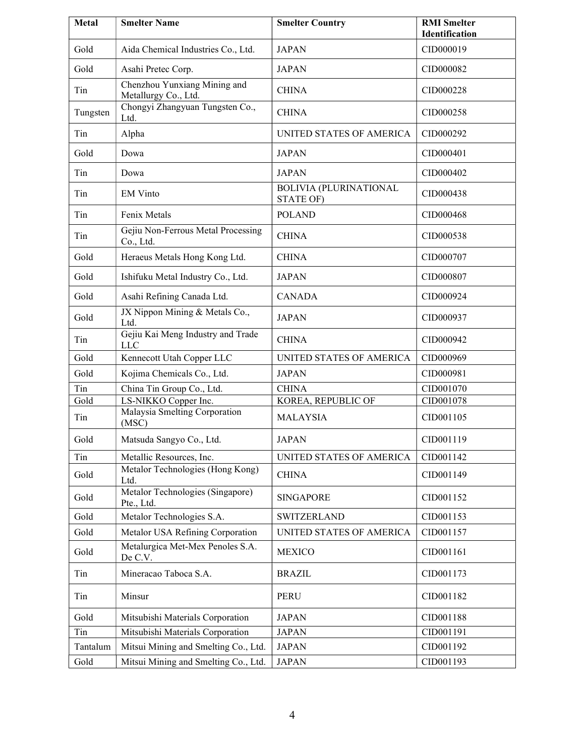| Metal | Smelter Name | Smelter Country | RMI Smelter Identification |
| --- | --- | --- | --- |
| Gold | Aida Chemical Industries Co., Ltd. | JAPAN | CID000019 |
| Gold | Asahi Pretec Corp. | JAPAN | CID000082 |
| Tin | Chenzhou Yunxiang Mining and Metallurgy Co., Ltd. | CHINA | CID000228 |
| Tungsten | Chongyi Zhangyuan Tungsten Co., Ltd. | CHINA | CID000258 |
| Tin | Alpha | UNITED STATES OF AMERICA | CID000292 |
| Gold | Dowa | JAPAN | CID000401 |
| Tin | Dowa | JAPAN | CID000402 |
| Tin | EM Vinto | BOLIVIA (PLURINATIONAL STATE OF) | CID000438 |
| Tin | Fenix Metals | POLAND | CID000468 |
| Tin | Gejiu Non-Ferrous Metal Processing Co., Ltd. | CHINA | CID000538 |
| Gold | Heraeus Metals Hong Kong Ltd. | CHINA | CID000707 |
| Gold | Ishifuku Metal Industry Co., Ltd. | JAPAN | CID000807 |
| Gold | Asahi Refining Canada Ltd. | CANADA | CID000924 |
| Gold | JX Nippon Mining & Metals Co., Ltd. | JAPAN | CID000937 |
| Tin | Gejiu Kai Meng Industry and Trade LLC | CHINA | CID000942 |
| Gold | Kennecott Utah Copper LLC | UNITED STATES OF AMERICA | CID000969 |
| Gold | Kojima Chemicals Co., Ltd. | JAPAN | CID000981 |
| Tin | China Tin Group Co., Ltd. | CHINA | CID001070 |
| Gold | LS-NIKKO Copper Inc. | KOREA, REPUBLIC OF | CID001078 |
| Tin | Malaysia Smelting Corporation (MSC) | MALAYSIA | CID001105 |
| Gold | Matsuda Sangyo Co., Ltd. | JAPAN | CID001119 |
| Tin | Metallic Resources, Inc. | UNITED STATES OF AMERICA | CID001142 |
| Gold | Metalor Technologies (Hong Kong) Ltd. | CHINA | CID001149 |
| Gold | Metalor Technologies (Singapore) Pte., Ltd. | SINGAPORE | CID001152 |
| Gold | Metalor Technologies S.A. | SWITZERLAND | CID001153 |
| Gold | Metalor USA Refining Corporation | UNITED STATES OF AMERICA | CID001157 |
| Gold | Metalurgica Met-Mex Penoles S.A. De C.V. | MEXICO | CID001161 |
| Tin | Mineracao Taboca S.A. | BRAZIL | CID001173 |
| Tin | Minsur | PERU | CID001182 |
| Gold | Mitsubishi Materials Corporation | JAPAN | CID001188 |
| Tin | Mitsubishi Materials Corporation | JAPAN | CID001191 |
| Tantalum | Mitsui Mining and Smelting Co., Ltd. | JAPAN | CID001192 |
| Gold | Mitsui Mining and Smelting Co., Ltd. | JAPAN | CID001193 |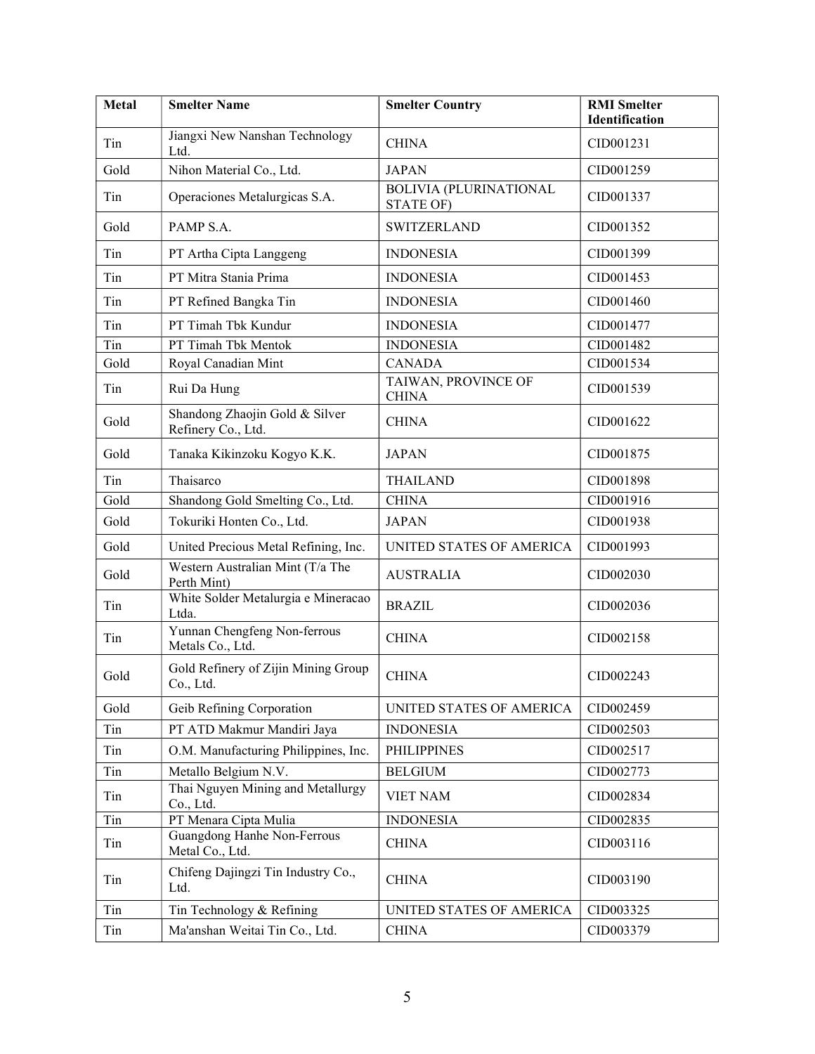| Metal | Smelter Name | Smelter Country | RMI Smelter Identification |
|---|---|---|---|
| Tin | Jiangxi New Nanshan Technology Ltd. | CHINA | CID001231 |
| Gold | Nihon Material Co., Ltd. | JAPAN | CID001259 |
| Tin | Operaciones Metalurgicas S.A. | BOLIVIA (PLURINATIONAL STATE OF) | CID001337 |
| Gold | PAMP S.A. | SWITZERLAND | CID001352 |
| Tin | PT Artha Cipta Langgeng | INDONESIA | CID001399 |
| Tin | PT Mitra Stania Prima | INDONESIA | CID001453 |
| Tin | PT Refined Bangka Tin | INDONESIA | CID001460 |
| Tin | PT Timah Tbk Kundur | INDONESIA | CID001477 |
| Tin | PT Timah Tbk Mentok | INDONESIA | CID001482 |
| Gold | Royal Canadian Mint | CANADA | CID001534 |
| Tin | Rui Da Hung | TAIWAN, PROVINCE OF CHINA | CID001539 |
| Gold | Shandong Zhaojin Gold & Silver Refinery Co., Ltd. | CHINA | CID001622 |
| Gold | Tanaka Kikinzoku Kogyo K.K. | JAPAN | CID001875 |
| Tin | Thaisarco | THAILAND | CID001898 |
| Gold | Shandong Gold Smelting Co., Ltd. | CHINA | CID001916 |
| Gold | Tokuriki Honten Co., Ltd. | JAPAN | CID001938 |
| Gold | United Precious Metal Refining, Inc. | UNITED STATES OF AMERICA | CID001993 |
| Gold | Western Australian Mint (T/a The Perth Mint) | AUSTRALIA | CID002030 |
| Tin | White Solder Metalurgia e Mineracao Ltda. | BRAZIL | CID002036 |
| Tin | Yunnan Chengfeng Non-ferrous Metals Co., Ltd. | CHINA | CID002158 |
| Gold | Gold Refinery of Zijin Mining Group Co., Ltd. | CHINA | CID002243 |
| Gold | Geib Refining Corporation | UNITED STATES OF AMERICA | CID002459 |
| Tin | PT ATD Makmur Mandiri Jaya | INDONESIA | CID002503 |
| Tin | O.M. Manufacturing Philippines, Inc. | PHILIPPINES | CID002517 |
| Tin | Metallo Belgium N.V. | BELGIUM | CID002773 |
| Tin | Thai Nguyen Mining and Metallurgy Co., Ltd. | VIET NAM | CID002834 |
| Tin | PT Menara Cipta Mulia | INDONESIA | CID002835 |
| Tin | Guangdong Hanhe Non-Ferrous Metal Co., Ltd. | CHINA | CID003116 |
| Tin | Chifeng Dajingzi Tin Industry Co., Ltd. | CHINA | CID003190 |
| Tin | Tin Technology & Refining | UNITED STATES OF AMERICA | CID003325 |
| Tin | Ma'anshan Weitai Tin Co., Ltd. | CHINA | CID003379 |